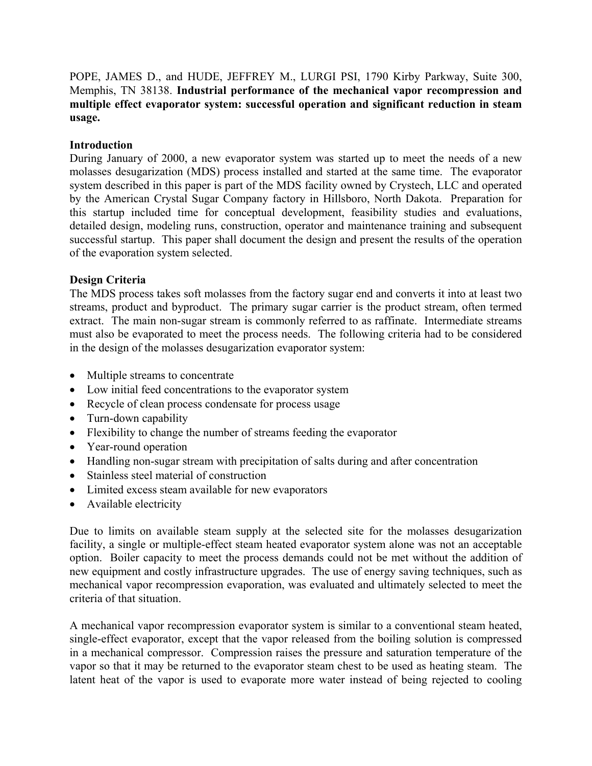POPE, JAMES D., and HUDE, JEFFREY M., LURGI PSI, 1790 Kirby Parkway, Suite 300, Memphis, TN 38138. **Industrial performance of the mechanical vapor recompression and multiple effect evaporator system: successful operation and significant reduction in steam usage.**

## Introduction

During January of 2000, a new evaporator system was started up to meet the needs of a new molasses desugarization (MDS) process installed and started at the same time. The evaporator system described in this paper is part of the MDS facility owned by Crystech, LLC and operated by the American Crystal Sugar Company factory in Hillsboro, North Dakota. Preparation for this startup included time for conceptual development, feasibility studies and evaluations, detailed design, modeling runs, construction, operator and maintenance training and subsequent successful startup. This paper shall document the design and present the results of the operation of the evaporation system selected.

## Design Criteria

The MDS process takes soft molasses from the factory sugar end and converts it into at least two streams, product and byproduct. The primary sugar carrier is the product stream, often termed extract. The main non-sugar stream is commonly referred to as raffinate. Intermediate streams must also be evaporated to meet the process needs. The following criteria had to be considered in the design of the molasses desugarization evaporator system:

- Multiple streams to concentrate
- Low initial feed concentrations to the evaporator system
- Recycle of clean process condensate for process usage
- Turn-down capability
- Flexibility to change the number of streams feeding the evaporator
- Year-round operation
- Handling non-sugar stream with precipitation of salts during and after concentration
- Stainless steel material of construction
- Limited excess steam available for new evaporators
- Available electricity

Due to limits on available steam supply at the selected site for the molasses desugarization facility, a single or multiple-effect steam heated evaporator system alone was not an acceptable option. Boiler capacity to meet the process demands could not be met without the addition of new equipment and costly infrastructure upgrades. The use of energy saving techniques, such as mechanical vapor recompression evaporation, was evaluated and ultimately selected to meet the criteria of that situation.

A mechanical vapor recompression evaporator system is similar to a conventional steam heated, single-effect evaporator, except that the vapor released from the boiling solution is compressed in a mechanical compressor. Compression raises the pressure and saturation temperature of the vapor so that it may be returned to the evaporator steam chest to be used as heating steam. The latent heat of the vapor is used to evaporate more water instead of being rejected to cooling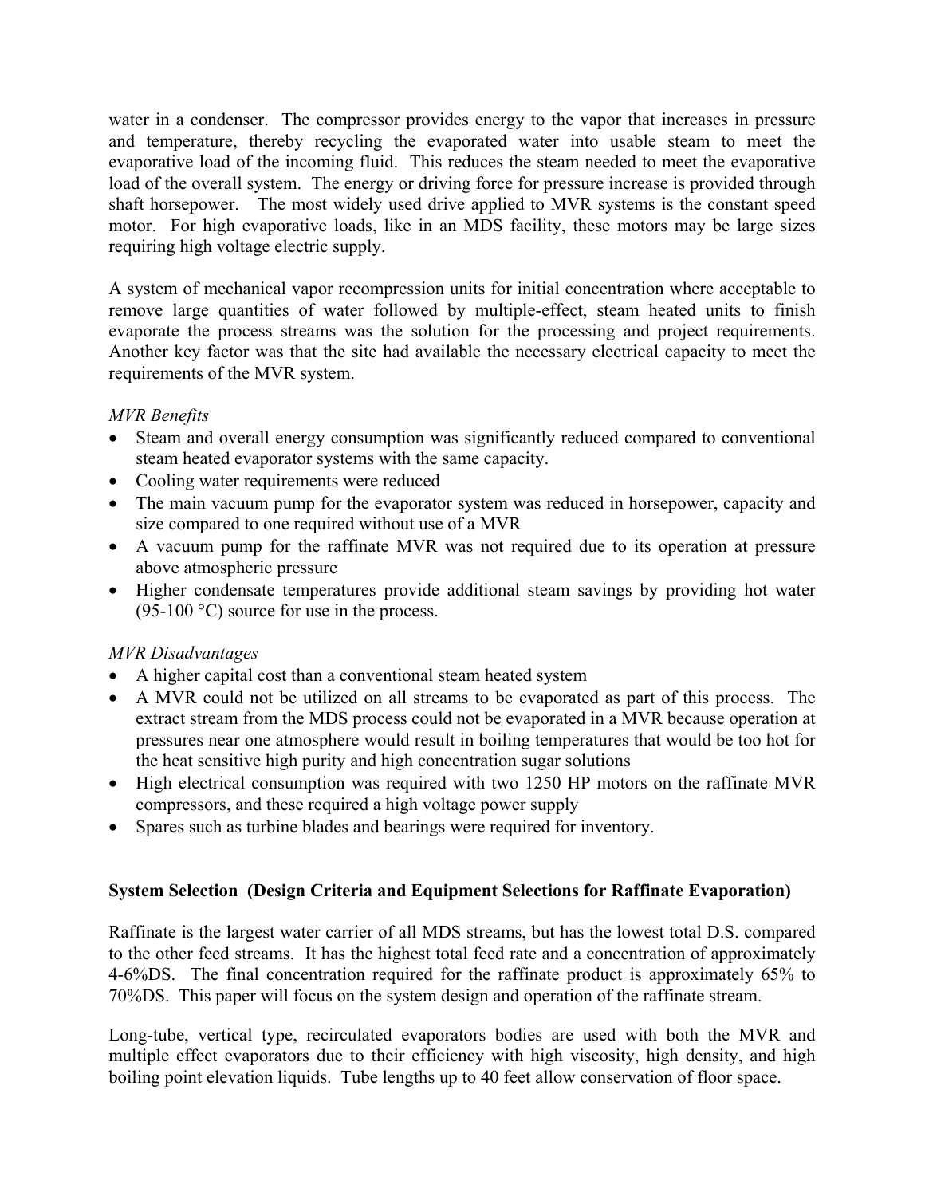water in a condenser. The compressor provides energy to the vapor that increases in pressure and temperature, thereby recycling the evaporated water into usable steam to meet the evaporative load of the incoming fluid. This reduces the steam needed to meet the evaporative load of the overall system. The energy or driving force for pressure increase is provided through shaft horsepower. The most widely used drive applied to MVR systems is the constant speed motor. For high evaporative loads, like in an MDS facility, these motors may be large sizes requiring high voltage electric supply.

A system of mechanical vapor recompression units for initial concentration where acceptable to remove large quantities of water followed by multiple-effect, steam heated units to finish evaporate the process streams was the solution for the processing and project requirements. Another key factor was that the site had available the necessary electrical capacity to meet the requirements of the MVR system.

*MVR Benefits*

- Steam and overall energy consumption was significantly reduced compared to conventional steam heated evaporator systems with the same capacity.
- Cooling water requirements were reduced
- The main vacuum pump for the evaporator system was reduced in horsepower, capacity and size compared to one required without use of a MVR
- A vacuum pump for the raffinate MVR was not required due to its operation at pressure above atmospheric pressure
- Higher condensate temperatures provide additional steam savings by providing hot water (95-100 °C) source for use in the process.

*MVR Disadvantages*

- A higher capital cost than a conventional steam heated system
- A MVR could not be utilized on all streams to be evaporated as part of this process. The extract stream from the MDS process could not be evaporated in a MVR because operation at pressures near one atmosphere would result in boiling temperatures that would be too hot for the heat sensitive high purity and high concentration sugar solutions
- High electrical consumption was required with two 1250 HP motors on the raffinate MVR compressors, and these required a high voltage power supply
- Spares such as turbine blades and bearings were required for inventory.

**System Selection (Design Criteria and Equipment Selections for Raffinate Evaporation)**

Raffinate is the largest water carrier of all MDS streams, but has the lowest total D.S. compared to the other feed streams. It has the highest total feed rate and a concentration of approximately 4-6%DS. The final concentration required for the raffinate product is approximately 65% to 70%DS. This paper will focus on the system design and operation of the raffinate stream.

Long-tube, vertical type, recirculated evaporators bodies are used with both the MVR and multiple effect evaporators due to their efficiency with high viscosity, high density, and high boiling point elevation liquids. Tube lengths up to 40 feet allow conservation of floor space.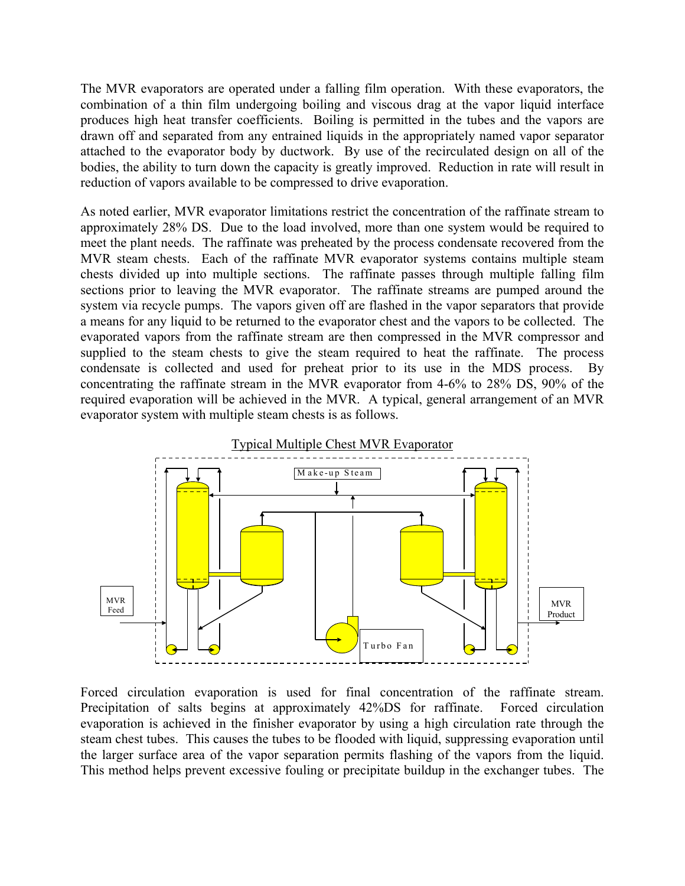The MVR evaporators are operated under a falling film operation. With these evaporators, the combination of a thin film undergoing boiling and viscous drag at the vapor liquid interface produces high heat transfer coefficients. Boiling is permitted in the tubes and the vapors are drawn off and separated from any entrained liquids in the appropriately named vapor separator attached to the evaporator body by ductwork. By use of the recirculated design on all of the bodies, the ability to turn down the capacity is greatly improved. Reduction in rate will result in reduction of vapors available to be compressed to drive evaporation.

As noted earlier, MVR evaporator limitations restrict the concentration of the raffinate stream to approximately 28% DS. Due to the load involved, more than one system would be required to meet the plant needs. The raffinate was preheated by the process condensate recovered from the MVR steam chests. Each of the raffinate MVR evaporator systems contains multiple steam chests divided up into multiple sections. The raffinate passes through multiple falling film sections prior to leaving the MVR evaporator. The raffinate streams are pumped around the system via recycle pumps. The vapors given off are flashed in the vapor separators that provide a means for any liquid to be returned to the evaporator chest and the vapors to be collected. The evaporated vapors from the raffinate stream are then compressed in the MVR compressor and supplied to the steam chests to give the steam required to heat the raffinate. The process condensate is collected and used for preheat prior to its use in the MDS process. By concentrating the raffinate stream in the MVR evaporator from 4-6% to 28% DS, 90% of the required evaporation will be achieved in the MVR. A typical, general arrangement of an MVR evaporator system with multiple steam chests is as follows.

Typical Multiple Chest MVR Evaporator

Make-up Steam

MVR Feed

MVR Product

Turbo Fan

Forced circulation evaporation is used for final concentration of the raffinate stream. Precipitation of salts begins at approximately 42%DS for raffinate. Forced circulation evaporation is achieved in the finisher evaporator by using a high circulation rate through the steam chest tubes. This causes the tubes to be flooded with liquid, suppressing evaporation until the larger surface area of the vapor separation permits flashing of the vapors from the liquid. This method helps prevent excessive fouling or precipitate buildup in the exchanger tubes. The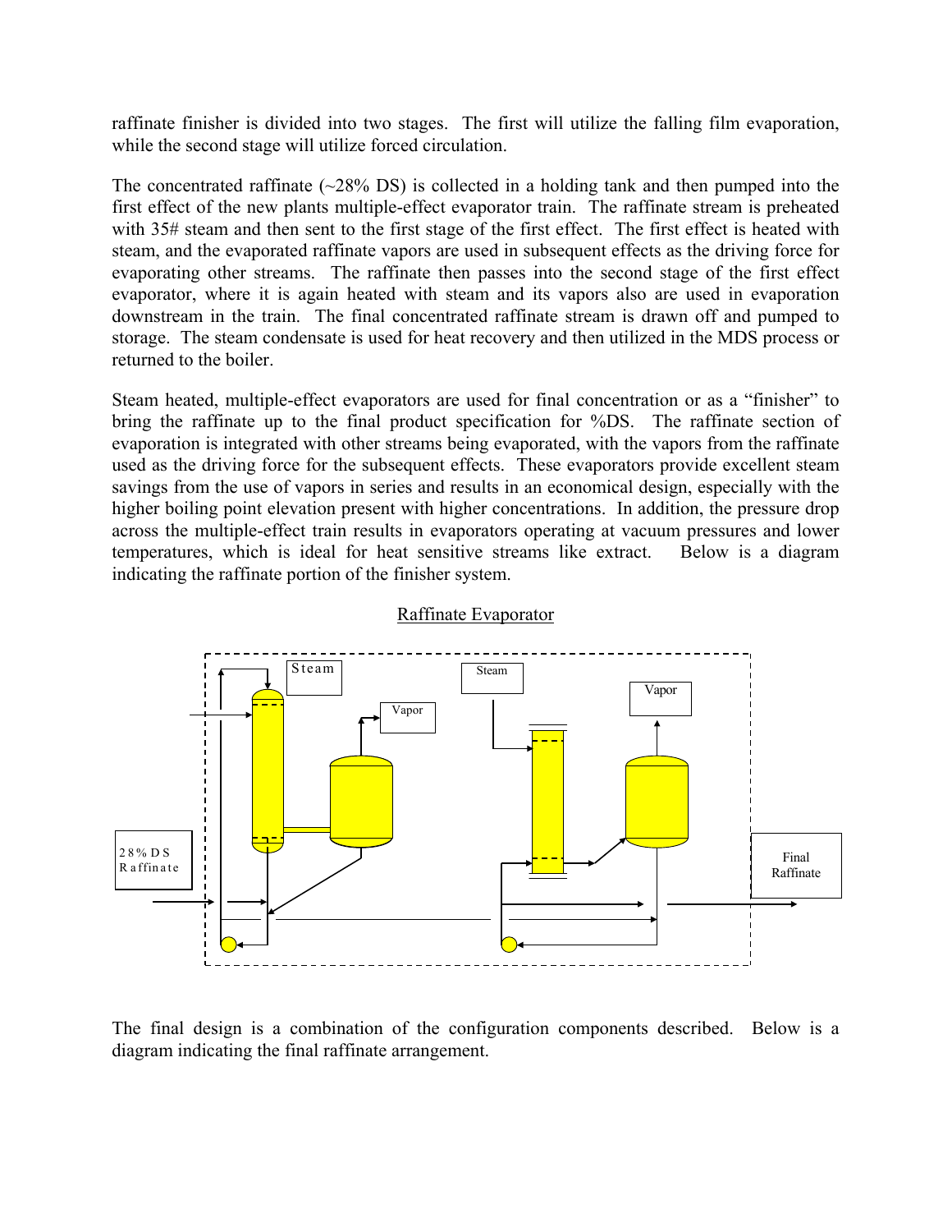raffinate finisher is divided into two stages. The first will utilize the falling film evaporation, while the second stage will utilize forced circulation.

The concentrated raffinate (~28% DS) is collected in a holding tank and then pumped into the first effect of the new plants multiple-effect evaporator train. The raffinate stream is preheated with 35# steam and then sent to the first stage of the first effect. The first effect is heated with steam, and the evaporated raffinate vapors are used in subsequent effects as the driving force for evaporating other streams. The raffinate then passes into the second stage of the first effect evaporator, where it is again heated with steam and its vapors also are used in evaporation downstream in the train. The final concentrated raffinate stream is drawn off and pumped to storage. The steam condensate is used for heat recovery and then utilized in the MDS process or returned to the boiler.

Steam heated, multiple-effect evaporators are used for final concentration or as a "finisher" to bring the raffinate up to the final product specification for %DS. The raffinate section of evaporation is integrated with other streams being evaporated, with the vapors from the raffinate used as the driving force for the subsequent effects. These evaporators provide excellent steam savings from the use of vapors in series and results in an economical design, especially with the higher boiling point elevation present with higher concentrations. In addition, the pressure drop across the multiple-effect train results in evaporators operating at vacuum pressures and lower temperatures, which is ideal for heat sensitive streams like extract. Below is a diagram indicating the raffinate portion of the finisher system.

Raffinate Evaporator

Steam | Vapor | Steam | Vapor | 28% DS Raffinate | Final Raffinate

The final design is a combination of the configuration components described. Below is a diagram indicating the final raffinate arrangement.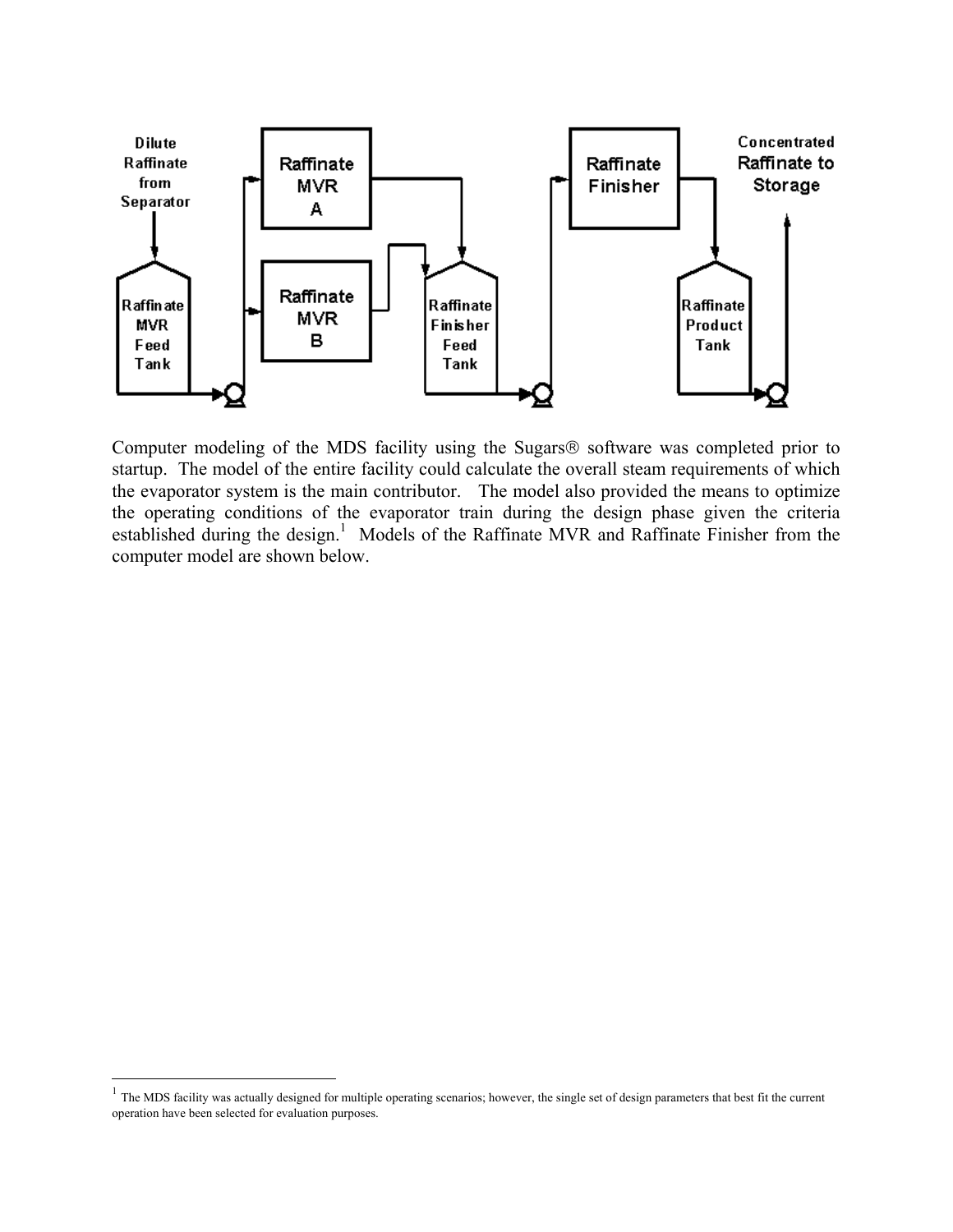Computer modeling of the MDS facility using the Sugars® software was completed prior to startup. The model of the entire facility could calculate the overall steam requirements of which the evaporator system is the main contributor. The model also provided the means to optimize the operating conditions of the evaporator train during the design phase given the criteria established during the design.[1] Models of the Raffinate MVR and Raffinate Finisher from the computer model are shown below.

[1] The MDS facility was actually designed for multiple operating scenarios; however, the single set of design parameters that best fit the current operation have been selected for evaluation purposes.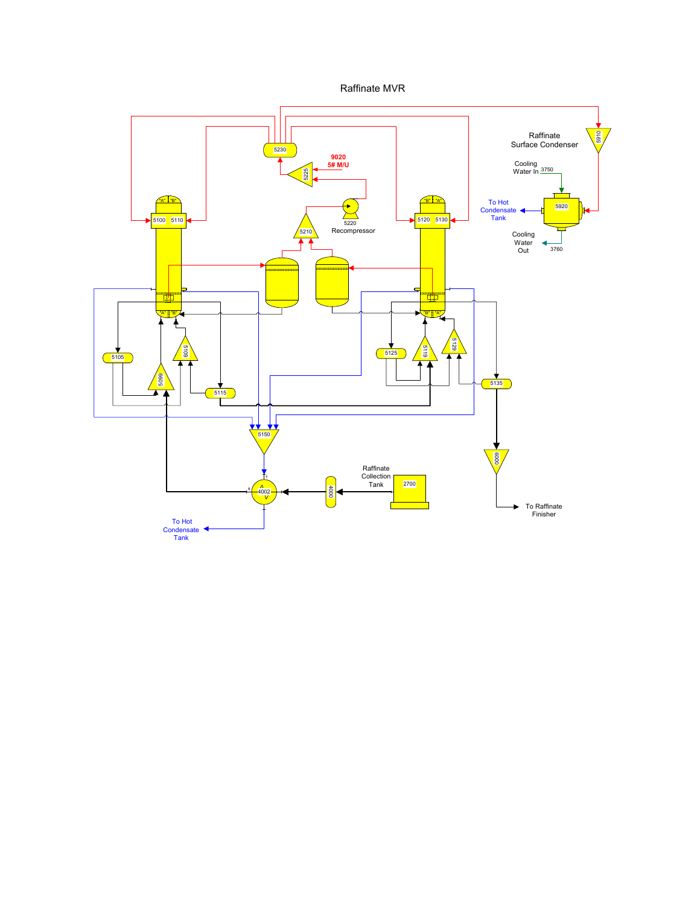# Raffinate MVR

Raffinate Surface Condenser

Cooling Water In 3750

5910

5920

To Hot Condensate Tank

Cooling Water Out 3760

5230

9020
5# M/U

5225

5220
Recompressor

5210

5100 5110

5120 5130

"A" "B"

"B" "A"

5105

5699

5109

5115

5125

5119

5129

5135

6000

To Raffinate Finisher

5150

4002

4000

Raffinate Collection Tank

2700

To Hot Condensate Tank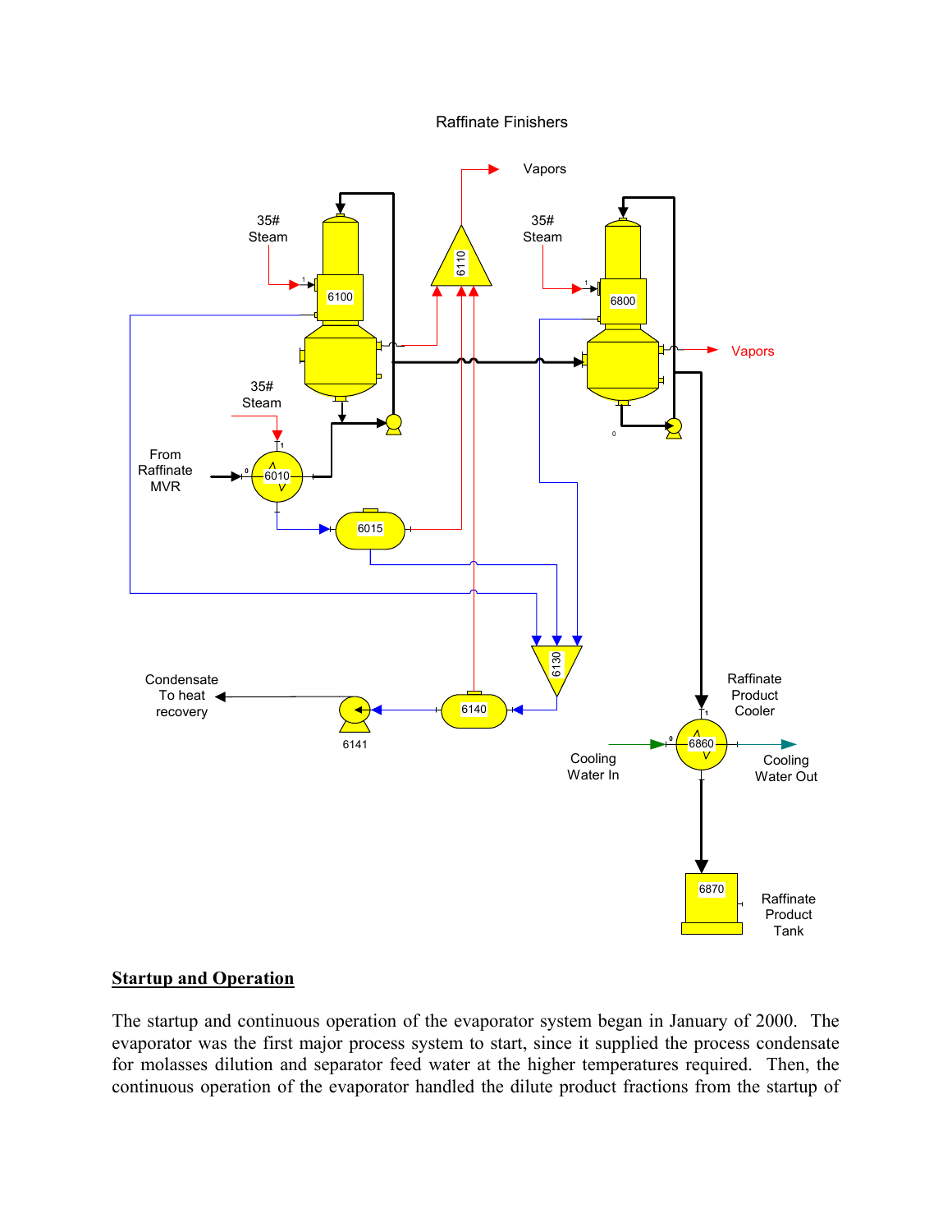Raffinate Finishers

Vapors

35# Steam

6100

6110

35# Steam

6800

Vapors

35# Steam

From Raffinate MVR

6010

6015

6130

Condensate To heat recovery

6141

6140

Raffinate Product Cooler

Cooling Water In

6860

Cooling Water Out

6870

Raffinate Product Tank

## Startup and Operation

The startup and continuous operation of the evaporator system began in January of 2000. The evaporator was the first major process system to start, since it supplied the process condensate for molasses dilution and separator feed water at the higher temperatures required. Then, the continuous operation of the evaporator handled the dilute product fractions from the startup of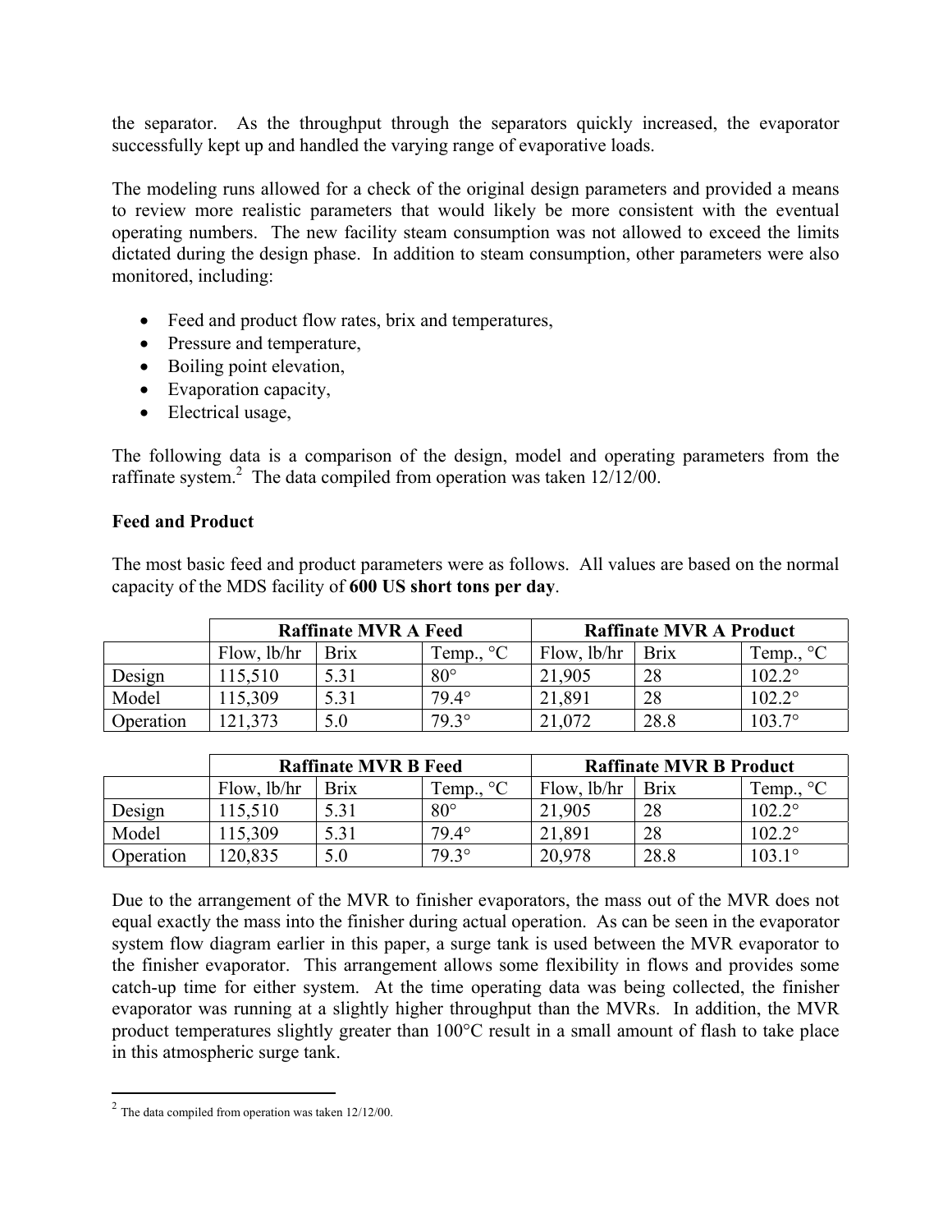the separator. As the throughput through the separators quickly increased, the evaporator successfully kept up and handled the varying range of evaporative loads.

The modeling runs allowed for a check of the original design parameters and provided a means to review more realistic parameters that would likely be more consistent with the eventual operating numbers. The new facility steam consumption was not allowed to exceed the limits dictated during the design phase. In addition to steam consumption, other parameters were also monitored, including:

- Feed and product flow rates, brix and temperatures,
- Pressure and temperature,
- Boiling point elevation,
- Evaporation capacity,
- Electrical usage,

The following data is a comparison of the design, model and operating parameters from the raffinate system.[2] The data compiled from operation was taken 12/12/00.

**Feed and Product**

The most basic feed and product parameters were as follows. All values are based on the normal capacity of the MDS facility of **600 US short tons per day**.

| | Raffinate MVR A Feed | | | Raffinate MVR A Product | | |
|---|---|---|---|---|---|---|
| | Flow, lb/hr | Brix | Temp., °C | Flow, lb/hr | Brix | Temp., °C |
| Design | 115,510 | 5.31 | 80° | 21,905 | 28 | 102.2° |
| Model | 115,309 | 5.31 | 79.4° | 21,891 | 28 | 102.2° |
| Operation | 121,373 | 5.0 | 79.3° | 21,072 | 28.8 | 103.7° |

| | Raffinate MVR B Feed | | | Raffinate MVR B Product | | |
|---|---|---|---|---|---|---|
| | Flow, lb/hr | Brix | Temp., °C | Flow, lb/hr | Brix | Temp., °C |
| Design | 115,510 | 5.31 | 80° | 21,905 | 28 | 102.2° |
| Model | 115,309 | 5.31 | 79.4° | 21,891 | 28 | 102.2° |
| Operation | 120,835 | 5.0 | 79.3° | 20,978 | 28.8 | 103.1° |

Due to the arrangement of the MVR to finisher evaporators, the mass out of the MVR does not equal exactly the mass into the finisher during actual operation. As can be seen in the evaporator system flow diagram earlier in this paper, a surge tank is used between the MVR evaporator to the finisher evaporator. This arrangement allows some flexibility in flows and provides some catch-up time for either system. At the time operating data was being collected, the finisher evaporator was running at a slightly higher throughput than the MVRs. In addition, the MVR product temperatures slightly greater than 100°C result in a small amount of flash to take place in this atmospheric surge tank.

[2] The data compiled from operation was taken 12/12/00.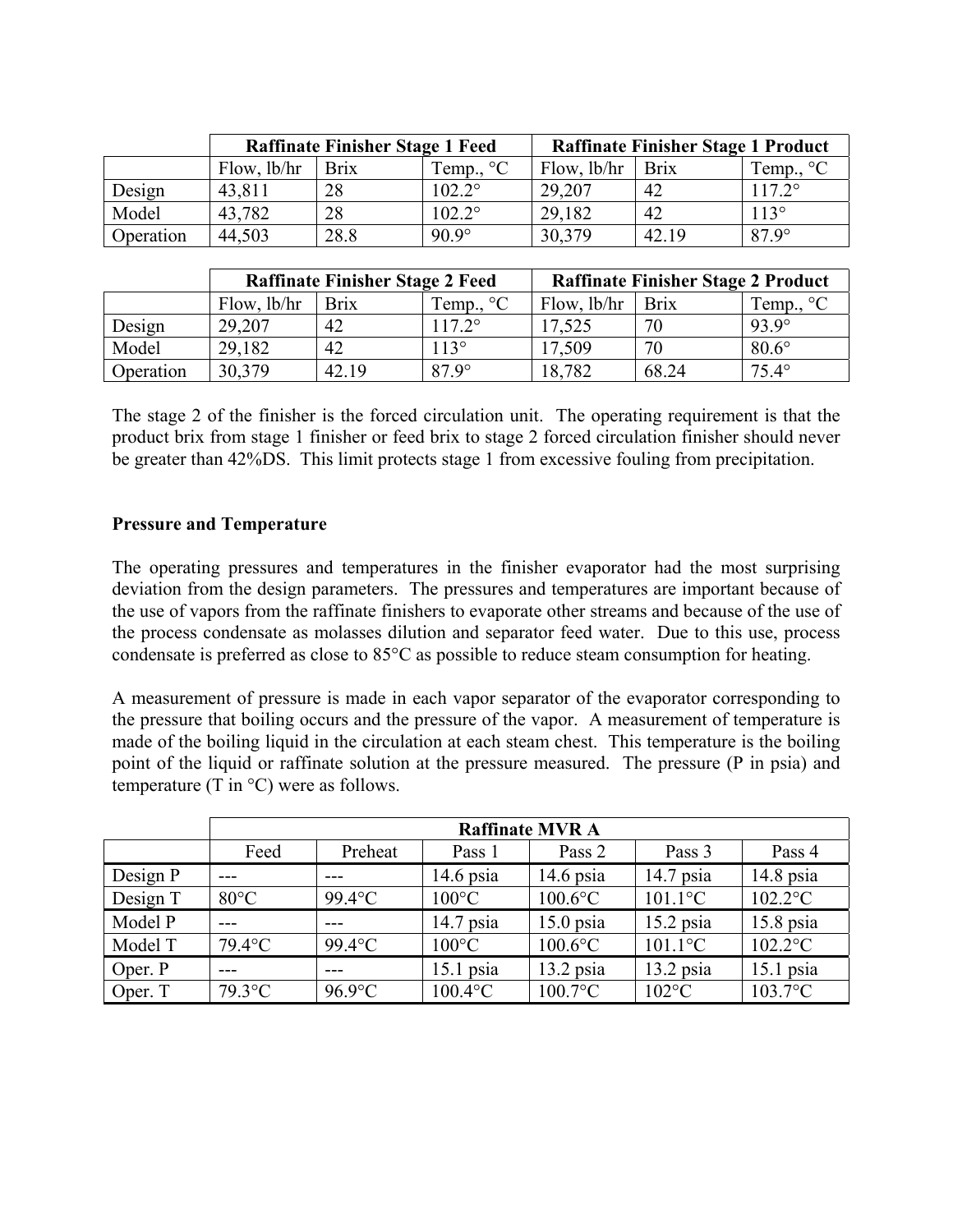| | Raffinate Finisher Stage 1 Feed | | | Raffinate Finisher Stage 1 Product | | |
|---|---|---|---|---|---|---|
| | Flow, lb/hr | Brix | Temp., °C | Flow, lb/hr | Brix | Temp., °C |
| Design | 43,811 | 28 | 102.2° | 29,207 | 42 | 117.2° |
| Model | 43,782 | 28 | 102.2° | 29,182 | 42 | 113° |
| Operation | 44,503 | 28.8 | 90.9° | 30,379 | 42.19 | 87.9° |

| | Raffinate Finisher Stage 2 Feed | | | Raffinate Finisher Stage 2 Product | | |
|---|---|---|---|---|---|---|
| | Flow, lb/hr | Brix | Temp., °C | Flow, lb/hr | Brix | Temp., °C |
| Design | 29,207 | 42 | 117.2° | 17,525 | 70 | 93.9° |
| Model | 29,182 | 42 | 113° | 17,509 | 70 | 80.6° |
| Operation | 30,379 | 42.19 | 87.9° | 18,782 | 68.24 | 75.4° |

The stage 2 of the finisher is the forced circulation unit. The operating requirement is that the product brix from stage 1 finisher or feed brix to stage 2 forced circulation finisher should never be greater than 42%DS. This limit protects stage 1 from excessive fouling from precipitation.

**Pressure and Temperature**

The operating pressures and temperatures in the finisher evaporator had the most surprising deviation from the design parameters. The pressures and temperatures are important because of the use of vapors from the raffinate finishers to evaporate other streams and because of the use of the process condensate as molasses dilution and separator feed water. Due to this use, process condensate is preferred as close to 85°C as possible to reduce steam consumption for heating.

A measurement of pressure is made in each vapor separator of the evaporator corresponding to the pressure that boiling occurs and the pressure of the vapor. A measurement of temperature is made of the boiling liquid in the circulation at each steam chest. This temperature is the boiling point of the liquid or raffinate solution at the pressure measured. The pressure (P in psia) and temperature (T in °C) were as follows.

| | Raffinate MVR A | | | | | |
|---|---|---|---|---|---|---|
| | Feed | Preheat | Pass 1 | Pass 2 | Pass 3 | Pass 4 |
| Design P | --- | --- | 14.6 psia | 14.6 psia | 14.7 psia | 14.8 psia |
| Design T | 80°C | 99.4°C | 100°C | 100.6°C | 101.1°C | 102.2°C |
| Model P | --- | --- | 14.7 psia | 15.0 psia | 15.2 psia | 15.8 psia |
| Model T | 79.4°C | 99.4°C | 100°C | 100.6°C | 101.1°C | 102.2°C |
| Oper. P | --- | --- | 15.1 psia | 13.2 psia | 13.2 psia | 15.1 psia |
| Oper. T | 79.3°C | 96.9°C | 100.4°C | 100.7°C | 102°C | 103.7°C |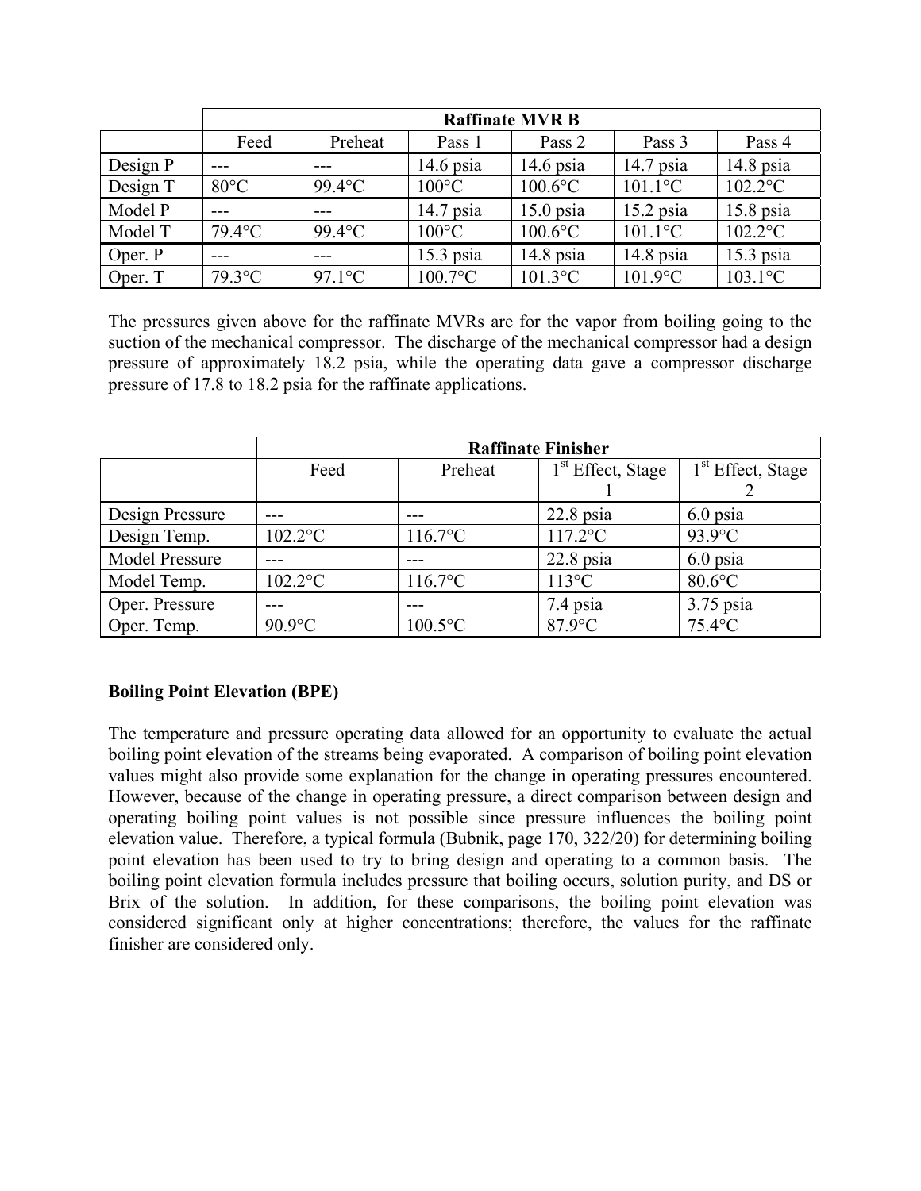| | Raffinate MVR B | | | | | |
|---|---|---|---|---|---|---|
| | Feed | Preheat | Pass 1 | Pass 2 | Pass 3 | Pass 4 |
| Design P | --- | --- | 14.6 psia | 14.6 psia | 14.7 psia | 14.8 psia |
| Design T | 80°C | 99.4°C | 100°C | 100.6°C | 101.1°C | 102.2°C |
| Model P | --- | --- | 14.7 psia | 15.0 psia | 15.2 psia | 15.8 psia |
| Model T | 79.4°C | 99.4°C | 100°C | 100.6°C | 101.1°C | 102.2°C |
| Oper. P | --- | --- | 15.3 psia | 14.8 psia | 14.8 psia | 15.3 psia |
| Oper. T | 79.3°C | 97.1°C | 100.7°C | 101.3°C | 101.9°C | 103.1°C |

The pressures given above for the raffinate MVRs are for the vapor from boiling going to the suction of the mechanical compressor. The discharge of the mechanical compressor had a design pressure of approximately 18.2 psia, while the operating data gave a compressor discharge pressure of 17.8 to 18.2 psia for the raffinate applications.

| | Raffinate Finisher | | | |
|---|---|---|---|---|
| | Feed | Preheat | 1st Effect, Stage 1 | 1st Effect, Stage 2 |
| Design Pressure | --- | --- | 22.8 psia | 6.0 psia |
| Design Temp. | 102.2°C | 116.7°C | 117.2°C | 93.9°C |
| Model Pressure | --- | --- | 22.8 psia | 6.0 psia |
| Model Temp. | 102.2°C | 116.7°C | 113°C | 80.6°C |
| Oper. Pressure | --- | --- | 7.4 psia | 3.75 psia |
| Oper. Temp. | 90.9°C | 100.5°C | 87.9°C | 75.4°C |

**Boiling Point Elevation (BPE)**

The temperature and pressure operating data allowed for an opportunity to evaluate the actual boiling point elevation of the streams being evaporated. A comparison of boiling point elevation values might also provide some explanation for the change in operating pressures encountered. However, because of the change in operating pressure, a direct comparison between design and operating boiling point values is not possible since pressure influences the boiling point elevation value. Therefore, a typical formula (Bubnik, page 170, 322/20) for determining boiling point elevation has been used to try to bring design and operating to a common basis. The boiling point elevation formula includes pressure that boiling occurs, solution purity, and DS or Brix of the solution. In addition, for these comparisons, the boiling point elevation was considered significant only at higher concentrations; therefore, the values for the raffinate finisher are considered only.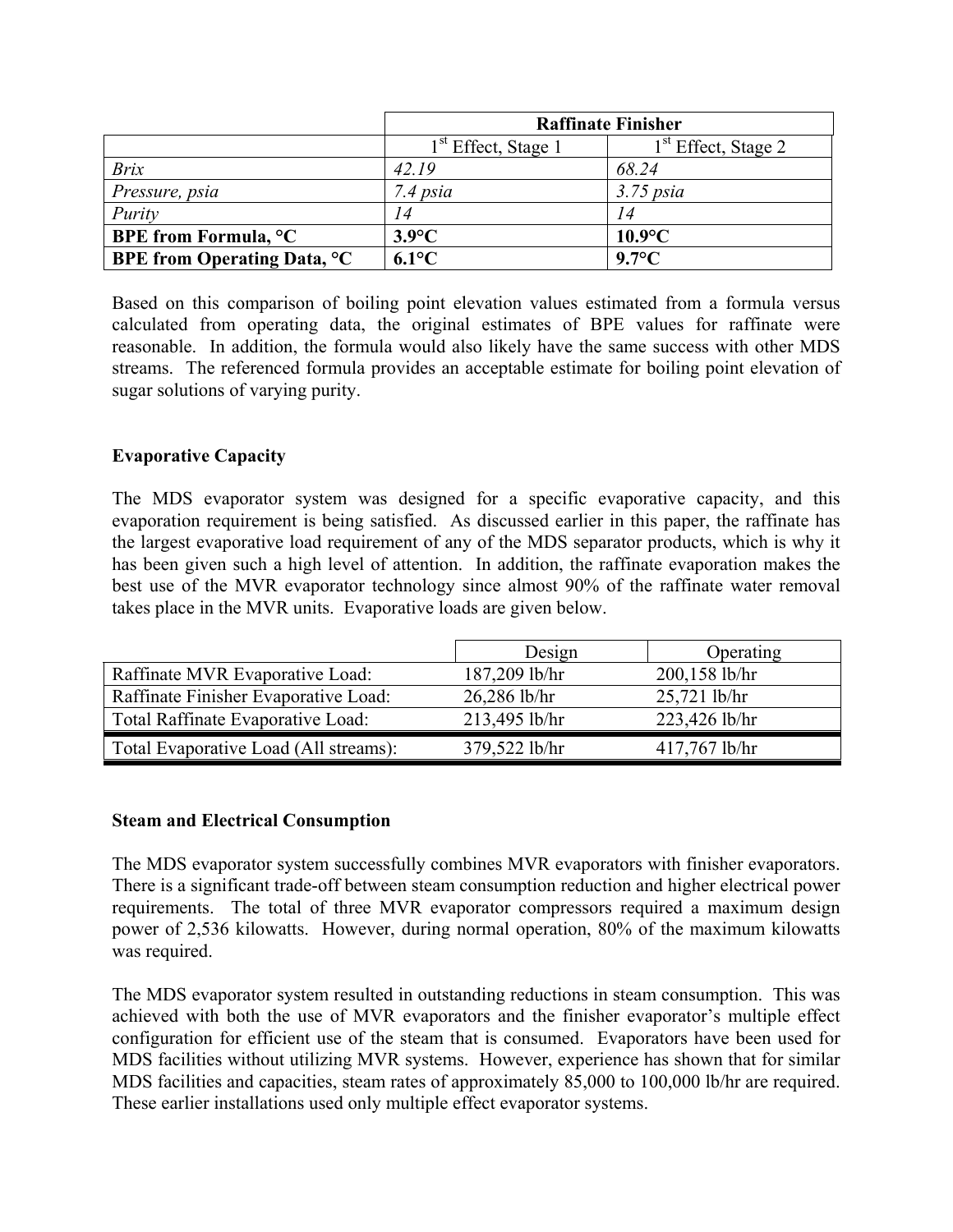| | Raffinate Finisher | |
|---|---|---|
| | 1st Effect, Stage 1 | 1st Effect, Stage 2 |
| *Brix* | *42.19* | *68.24* |
| *Pressure, psia* | *7.4 psia* | *3.75 psia* |
| *Purity* | *14* | *14* |
| **BPE from Formula, °C** | **3.9°C** | **10.9°C** |
| **BPE from Operating Data, °C** | **6.1°C** | **9.7°C** |

Based on this comparison of boiling point elevation values estimated from a formula versus calculated from operating data, the original estimates of BPE values for raffinate were reasonable. In addition, the formula would also likely have the same success with other MDS streams. The referenced formula provides an acceptable estimate for boiling point elevation of sugar solutions of varying purity.

### Evaporative Capacity

The MDS evaporator system was designed for a specific evaporative capacity, and this evaporation requirement is being satisfied. As discussed earlier in this paper, the raffinate has the largest evaporative load requirement of any of the MDS separator products, which is why it has been given such a high level of attention. In addition, the raffinate evaporation makes the best use of the MVR evaporator technology since almost 90% of the raffinate water removal takes place in the MVR units. Evaporative loads are given below.

| | Design | Operating |
|---|---|---|
| Raffinate MVR Evaporative Load: | 187,209 lb/hr | 200,158 lb/hr |
| Raffinate Finisher Evaporative Load: | 26,286 lb/hr | 25,721 lb/hr |
| Total Raffinate Evaporative Load: | 213,495 lb/hr | 223,426 lb/hr |
| Total Evaporative Load (All streams): | 379,522 lb/hr | 417,767 lb/hr |

### Steam and Electrical Consumption

The MDS evaporator system successfully combines MVR evaporators with finisher evaporators. There is a significant trade-off between steam consumption reduction and higher electrical power requirements. The total of three MVR evaporator compressors required a maximum design power of 2,536 kilowatts. However, during normal operation, 80% of the maximum kilowatts was required.

The MDS evaporator system resulted in outstanding reductions in steam consumption. This was achieved with both the use of MVR evaporators and the finisher evaporator's multiple effect configuration for efficient use of the steam that is consumed. Evaporators have been used for MDS facilities without utilizing MVR systems. However, experience has shown that for similar MDS facilities and capacities, steam rates of approximately 85,000 to 100,000 lb/hr are required. These earlier installations used only multiple effect evaporator systems.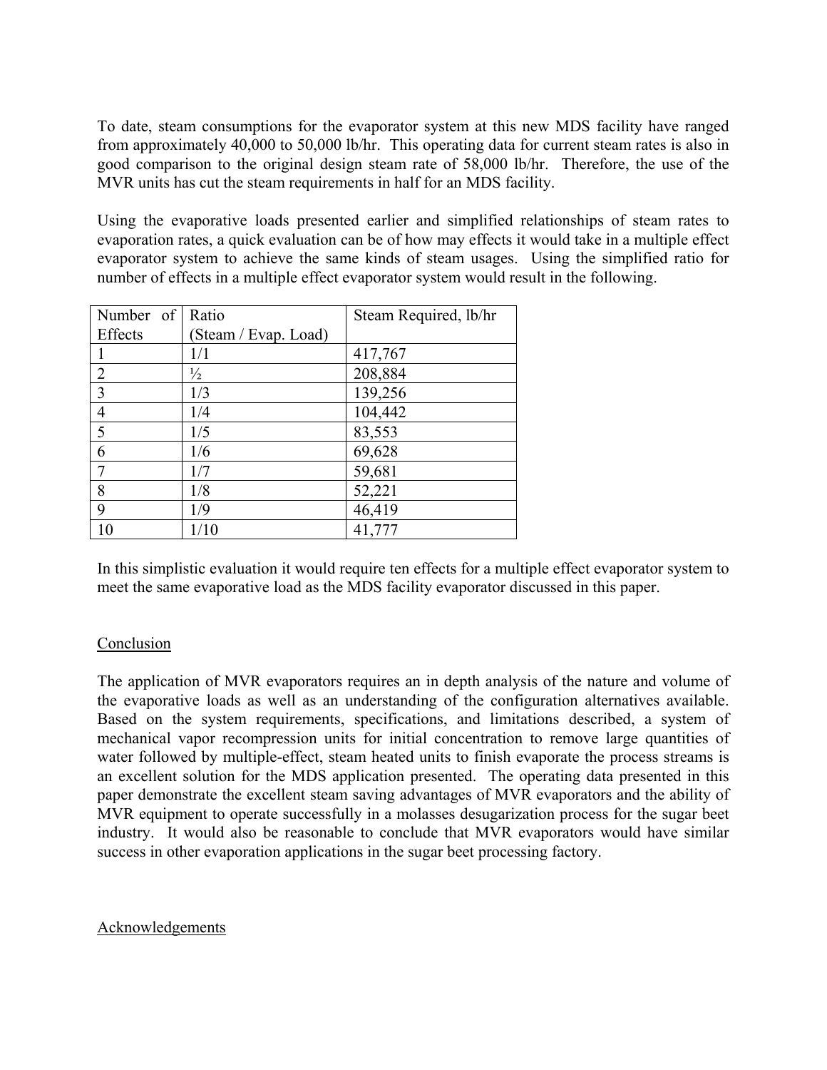To date, steam consumptions for the evaporator system at this new MDS facility have ranged from approximately 40,000 to 50,000 lb/hr. This operating data for current steam rates is also in good comparison to the original design steam rate of 58,000 lb/hr. Therefore, the use of the MVR units has cut the steam requirements in half for an MDS facility.

Using the evaporative loads presented earlier and simplified relationships of steam rates to evaporation rates, a quick evaluation can be of how may effects it would take in a multiple effect evaporator system to achieve the same kinds of steam usages. Using the simplified ratio for number of effects in a multiple effect evaporator system would result in the following.

| Number of Effects | Ratio (Steam / Evap. Load) | Steam Required, lb/hr |
|---|---|---|
| 1 | 1/1 | 417,767 |
| 2 | ½ | 208,884 |
| 3 | 1/3 | 139,256 |
| 4 | 1/4 | 104,442 |
| 5 | 1/5 | 83,553 |
| 6 | 1/6 | 69,628 |
| 7 | 1/7 | 59,681 |
| 8 | 1/8 | 52,221 |
| 9 | 1/9 | 46,419 |
| 10 | 1/10 | 41,777 |

In this simplistic evaluation it would require ten effects for a multiple effect evaporator system to meet the same evaporative load as the MDS facility evaporator discussed in this paper.

## Conclusion

The application of MVR evaporators requires an in depth analysis of the nature and volume of the evaporative loads as well as an understanding of the configuration alternatives available. Based on the system requirements, specifications, and limitations described, a system of mechanical vapor recompression units for initial concentration to remove large quantities of water followed by multiple-effect, steam heated units to finish evaporate the process streams is an excellent solution for the MDS application presented. The operating data presented in this paper demonstrate the excellent steam saving advantages of MVR evaporators and the ability of MVR equipment to operate successfully in a molasses desugarization process for the sugar beet industry. It would also be reasonable to conclude that MVR evaporators would have similar success in other evaporation applications in the sugar beet processing factory.

## Acknowledgements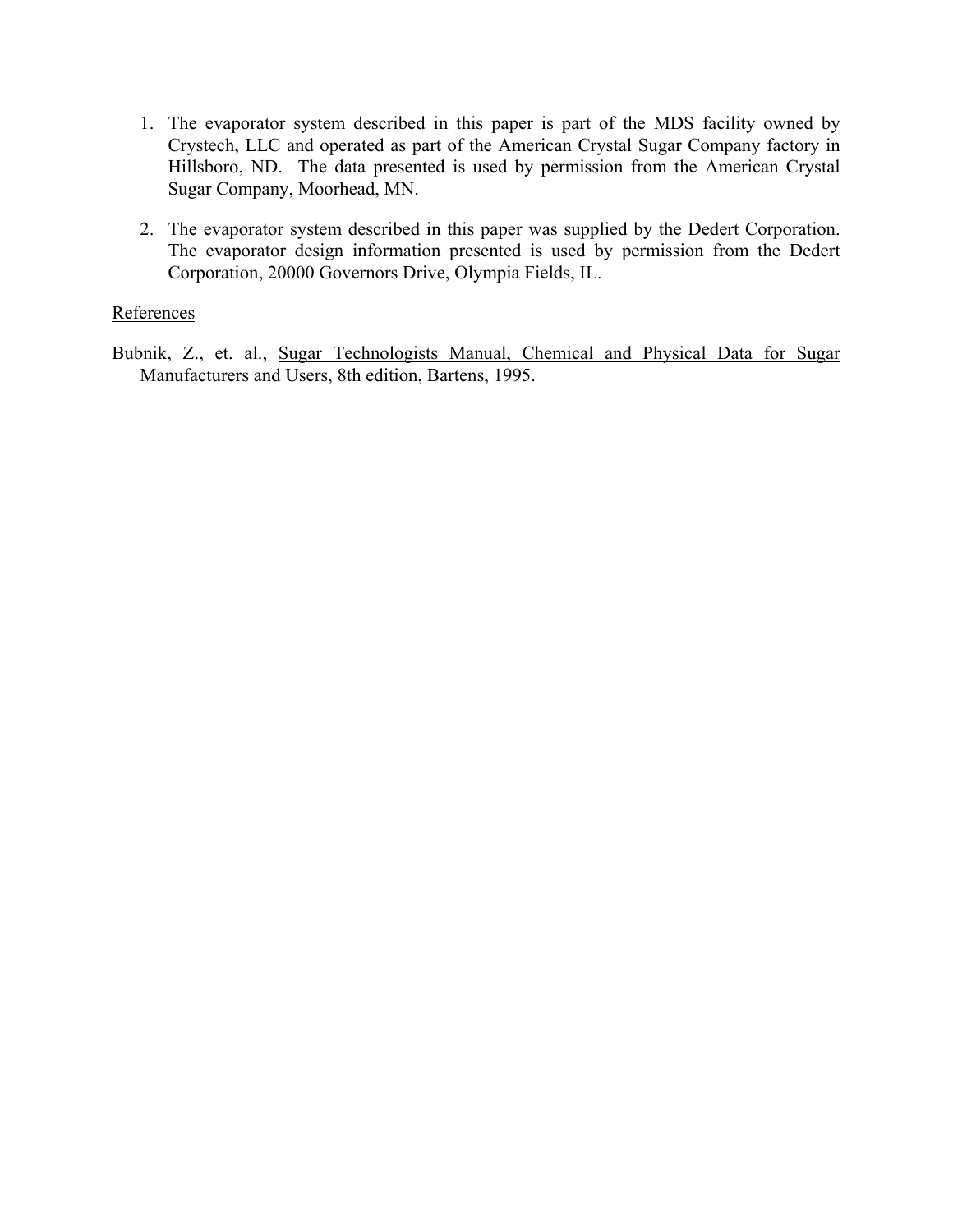1. The evaporator system described in this paper is part of the MDS facility owned by Crystech, LLC and operated as part of the American Crystal Sugar Company factory in Hillsboro, ND. The data presented is used by permission from the American Crystal Sugar Company, Moorhead, MN.

2. The evaporator system described in this paper was supplied by the Dedert Corporation. The evaporator design information presented is used by permission from the Dedert Corporation, 20000 Governors Drive, Olympia Fields, IL.

## References

Bubnik, Z., et. al., Sugar Technologists Manual, Chemical and Physical Data for Sugar Manufacturers and Users, 8th edition, Bartens, 1995.